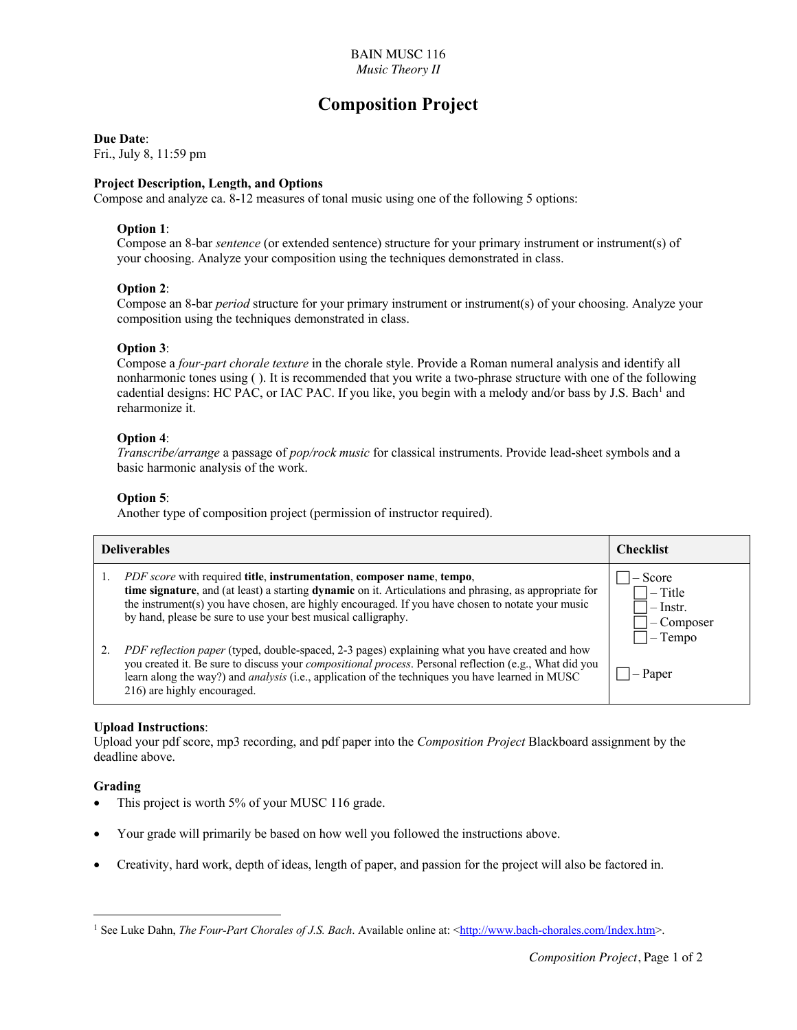BAIN MUSC 116
*Music Theory II*

# Composition Project

**Due Date**:
Fri., July 8, 11:59 pm

**Project Description, Length, and Options**
Compose and analyze ca. 8-12 measures of tonal music using one of the following 5 options:

**Option 1**:
Compose an 8-bar *sentence* (or extended sentence) structure for your primary instrument or instrument(s) of your choosing. Analyze your composition using the techniques demonstrated in class.

**Option 2**:
Compose an 8-bar *period* structure for your primary instrument or instrument(s) of your choosing. Analyze your composition using the techniques demonstrated in class.

**Option 3**:
Compose a *four-part chorale texture* in the chorale style. Provide a Roman numeral analysis and identify all nonharmonic tones using ( ). It is recommended that you write a two-phrase structure with one of the following cadential designs: HC PAC, or IAC PAC. If you like, you begin with a melody and/or bass by J.S. Bach[1] and reharmonize it.

**Option 4**:
*Transcribe/arrange* a passage of *pop/rock music* for classical instruments. Provide lead-sheet symbols and a basic harmonic analysis of the work.

**Option 5**:
Another type of composition project (permission of instructor required).

| Deliverables | Checklist |
| --- | --- |
| 1. *PDF score* with required **title**, **instrumentation**, **composer name**, **tempo**, **time signature**, and (at least) a starting **dynamic** on it. Articulations and phrasing, as appropriate for the instrument(s) you have chosen, are highly encouraged. If you have chosen to notate your music by hand, please be sure to use your best musical calligraphy. | ☐ – Score<br>☐ – Title<br>☐ – Instr.<br>☐ – Composer<br>☐ – Tempo |
| 2. *PDF reflection paper* (typed, double-spaced, 2-3 pages) explaining what you have created and how you created it. Be sure to discuss your *compositional process*. Personal reflection (e.g., What did you learn along the way?) and *analysis* (i.e., application of the techniques you have learned in MUSC 216) are highly encouraged. | ☐ – Paper |

**Upload Instructions**:
Upload your pdf score, mp3 recording, and pdf paper into the *Composition Project* Blackboard assignment by the deadline above.

**Grading**

- This project is worth 5% of your MUSC 116 grade.
- Your grade will primarily be based on how well you followed the instructions above.
- Creativity, hard work, depth of ideas, length of paper, and passion for the project will also be factored in.

---

[1] See Luke Dahn, *The Four-Part Chorales of J.S. Bach*. Available online at: <http://www.bach-chorales.com/Index.htm>.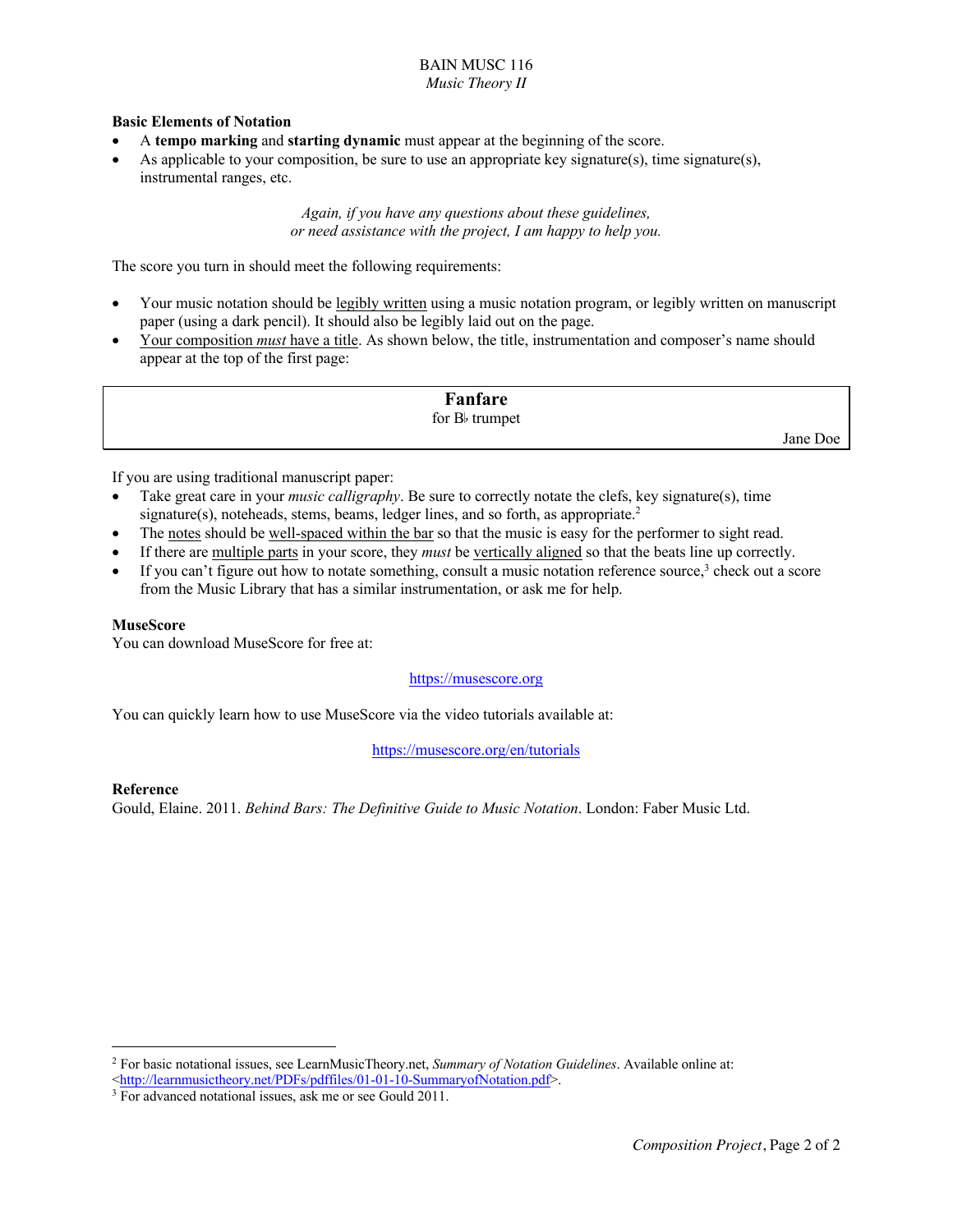**Basic Elements of Notation**

- A **tempo marking** and **starting dynamic** must appear at the beginning of the score.
- As applicable to your composition, be sure to use an appropriate key signature(s), time signature(s), instrumental ranges, etc.

*Again, if you have any questions about these guidelines, or need assistance with the project, I am happy to help you.*

The score you turn in should meet the following requirements:

- Your music notation should be legibly written using a music notation program, or legibly written on manuscript paper (using a dark pencil). It should also be legibly laid out on the page.
- Your composition *must* have a title. As shown below, the title, instrumentation and composer's name should appear at the top of the first page:

**Fanfare**
for B♭ trumpet

Jane Doe

If you are using traditional manuscript paper:

- Take great care in your *music calligraphy*. Be sure to correctly notate the clefs, key signature(s), time signature(s), noteheads, stems, beams, ledger lines, and so forth, as appropriate.[2]
- The notes should be well-spaced within the bar so that the music is easy for the performer to sight read.
- If there are multiple parts in your score, they *must* be vertically aligned so that the beats line up correctly.
- If you can't figure out how to notate something, consult a music notation reference source,[3] check out a score from the Music Library that has a similar instrumentation, or ask me for help.

**MuseScore**

You can download MuseScore for free at:

https://musescore.org

You can quickly learn how to use MuseScore via the video tutorials available at:

https://musescore.org/en/tutorials

**Reference**

Gould, Elaine. 2011. *Behind Bars: The Definitive Guide to Music Notation*. London: Faber Music Ltd.

---

[2] For basic notational issues, see LearnMusicTheory.net, *Summary of Notation Guidelines*. Available online at: <http://learnmusictheory.net/PDFs/pdffiles/01-01-10-SummaryofNotation.pdf>.

[3] For advanced notational issues, ask me or see Gould 2011.